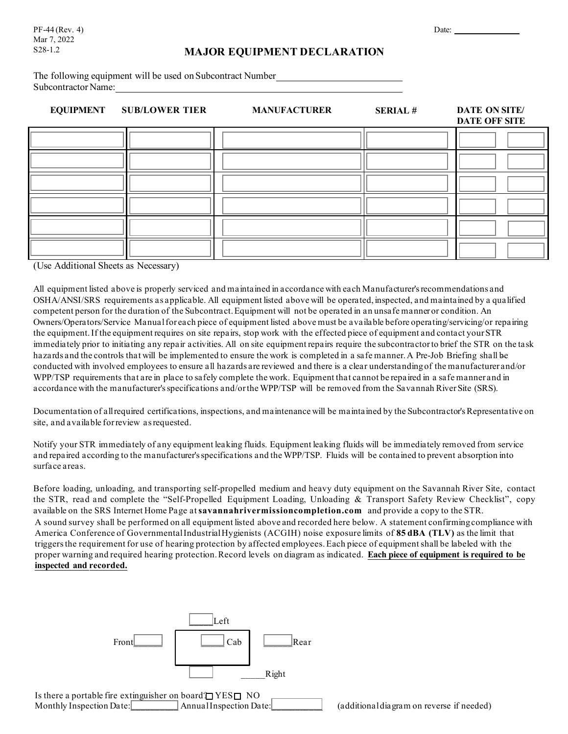PF-44 (Rev. 4)
Mar 7, 2022
S28-1.2

Date: ______________

# MAJOR EQUIPMENT DECLARATION

The following equipment will be used on Subcontract Number ________________________
Subcontractor Name: ____________________________________________________________

| EQUIPMENT | SUB/LOWER TIER | MANUFACTURER | SERIAL # | DATE ON SITE/ | DATE OFF SITE |
|---|---|---|---|---|---|
| | | | | | |
| | | | | | |
| | | | | | |
| | | | | | |
| | | | | | |
| | | | | | |

(Use Additional Sheets as Necessary)

All equipment listed above is properly serviced and maintained in accordance with each Manufacturer's recommendations and OSHA/ANSI/SRS requirements as applicable. All equipment listed above will be operated, inspected, and maintained by a qualified competent person for the duration of the Subcontract. Equipment will not be operated in an unsafe manner or condition. An Owners/Operators/Service Manual for each piece of equipment listed above must be available before operating/servicing/or repairing the equipment. If the equipment requires on site repairs, stop work with the effected piece of equipment and contact your STR immediately prior to initiating any repair activities. All on site equipment repairs require the subcontractor to brief the STR on the task hazards and the controls that will be implemented to ensure the work is completed in a safe manner. A Pre-Job Briefing shall be conducted with involved employees to ensure all hazards are reviewed and there is a clear understanding of the manufacturer and/or WPP/TSP requirements that are in place to safely complete the work. Equipment that cannot be repaired in a safe manner and in accordance with the manufacturer's specifications and/or the WPP/TSP will be removed from the Savannah River Site (SRS).

Documentation of all required certifications, inspections, and maintenance will be maintained by the Subcontractor's Representative on site, and available for review as requested.

Notify your STR immediately of any equipment leaking fluids. Equipment leaking fluids will be immediately removed from service and repaired according to the manufacturer's specifications and the WPP/TSP. Fluids will be contained to prevent absorption into surface areas.

Before loading, unloading, and transporting self-propelled medium and heavy duty equipment on the Savannah River Site, contact the STR, read and complete the "Self-Propelled Equipment Loading, Unloading & Transport Safety Review Checklist", copy available on the SRS Internet Home Page at **savannahrivermissioncompletion.com** and provide a copy to the STR.
A sound survey shall be performed on all equipment listed above and recorded here below. A statement confirming compliance with America Conference of Governmental Industrial Hygienists (ACGIH) noise exposure limits of **85 dBA (TLV)** as the limit that triggers the requirement for use of hearing protection by affected employees. Each piece of equipment shall be labeled with the proper warning and required hearing protection. Record levels on diagram as indicated. **Each piece of equipment is required to be inspected and recorded.**

_____Left

Front______ _____ Cab ______Rear

_____Right

Is there a portable fire extinguisher on board? ☐ YES ☐ NO
Monthly Inspection Date:__________ Annual Inspection Date:___________ (additional diagram on reverse if needed)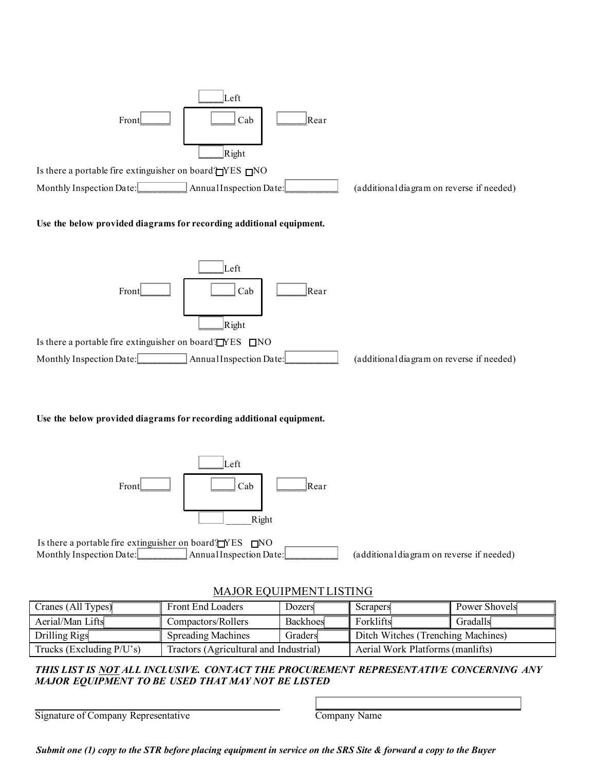_____Left

Front______ _____ Cab ______Rear

_____Right

Is there a portable fire extinguisher on board? ☐YES ☐NO

Monthly Inspection Date:__________ Annual Inspection Date:___________ (additional diagram on reverse if needed)

**Use the below provided diagrams for recording additional equipment.**

_____Left

Front______ _____ Cab ______Rear

_____Right

Is there a portable fire extinguisher on board? ☐YES ☐NO

Monthly Inspection Date:__________ Annual Inspection Date:___________ (additional diagram on reverse if needed)

**Use the below provided diagrams for recording additional equipment.**

_____Left

Front______ _____ Cab ______Rear

_____Right

Is there a portable fire extinguisher on board? ☐YES ☐NO

Monthly Inspection Date:__________ Annual Inspection Date:___________ (additional diagram on reverse if needed)

## MAJOR EQUIPMENT LISTING

| | | | | |
|---|---|---|---|---|
| Cranes (All Types) | Front End Loaders | Dozers | Scrapers | Power Shovels |
| Aerial/Man Lifts | Compactors/Rollers | Backhoes | Forklifts | Gradalls |
| Drilling Rigs | Spreading Machines | Graders | Ditch Witches (Trenching Machines) | |
| Trucks (Excluding P/U's) | Tractors (Agricultural and Industrial) | | Aerial Work Platforms (manlifts) | |

***THIS LIST IS NOT ALL INCLUSIVE. CONTACT THE PROCUREMENT REPRESENTATIVE CONCERNING ANY MAJOR EQUIPMENT TO BE USED THAT MAY NOT BE LISTED***

______________________________________ Signature of Company Representative

______________________________________ Company Name

***Submit one (1) copy to the STR before placing equipment in service on the SRS Site & forward a copy to the Buyer***